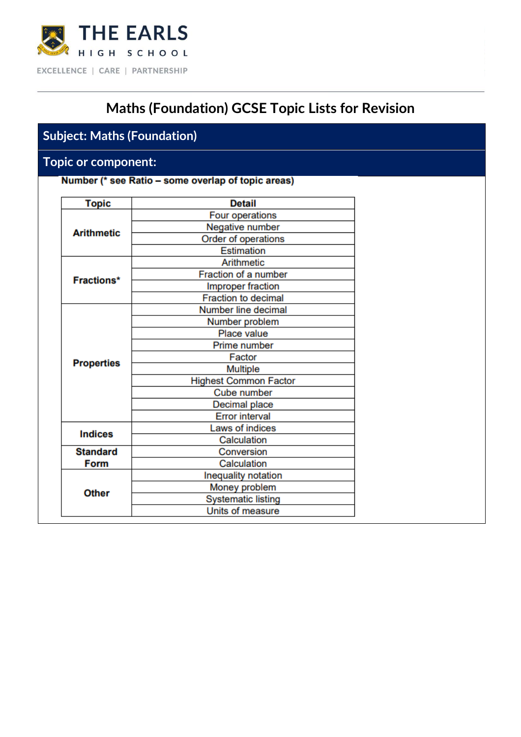THE EARLS
HIGH SCHOOL

EXCELLENCE | CARE | PARTNERSHIP

# Maths (Foundation) GCSE Topic Lists for Revision

## Subject: Maths (Foundation)

## Topic or component:

**Number (* see Ratio – some overlap of topic areas)**

| Topic | Detail |
|---|---|
| **Arithmetic** | Four operations |
| | Negative number |
| | Order of operations |
| | Estimation |
| **Fractions*** | Arithmetic |
| | Fraction of a number |
| | Improper fraction |
| | Fraction to decimal |
| **Properties** | Number line decimal |
| | Number problem |
| | Place value |
| | Prime number |
| | Factor |
| | Multiple |
| | Highest Common Factor |
| | Cube number |
| | Decimal place |
| | Error interval |
| **Indices** | Laws of indices |
| | Calculation |
| **Standard Form** | Conversion |
| | Calculation |
| **Other** | Inequality notation |
| | Money problem |
| | Systematic listing |
| | Units of measure |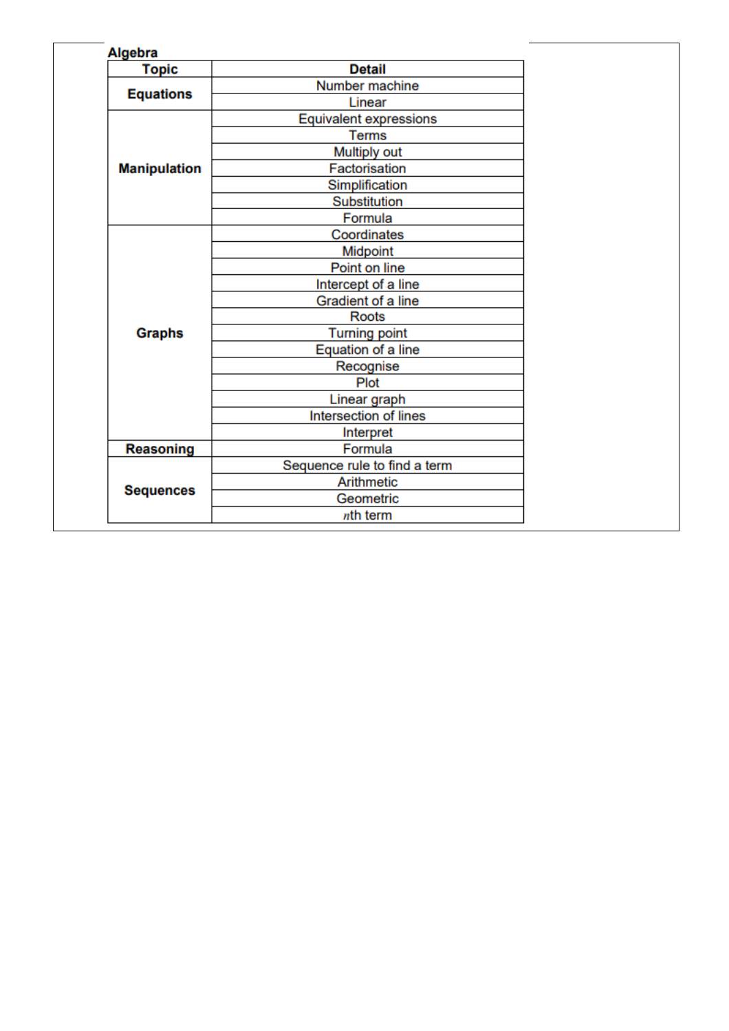**Algebra**

| Topic | Detail |
|---|---|
| **Equations** | Number machine |
| | Linear |
| **Manipulation** | Equivalent expressions |
| | Terms |
| | Multiply out |
| | Factorisation |
| | Simplification |
| | Substitution |
| | Formula |
| **Graphs** | Coordinates |
| | Midpoint |
| | Point on line |
| | Intercept of a line |
| | Gradient of a line |
| | Roots |
| | Turning point |
| | Equation of a line |
| | Recognise |
| | Plot |
| | Linear graph |
| | Intersection of lines |
| | Interpret |
| **Reasoning** | Formula |
| **Sequences** | Sequence rule to find a term |
| | Arithmetic |
| | Geometric |
| | $n$th term |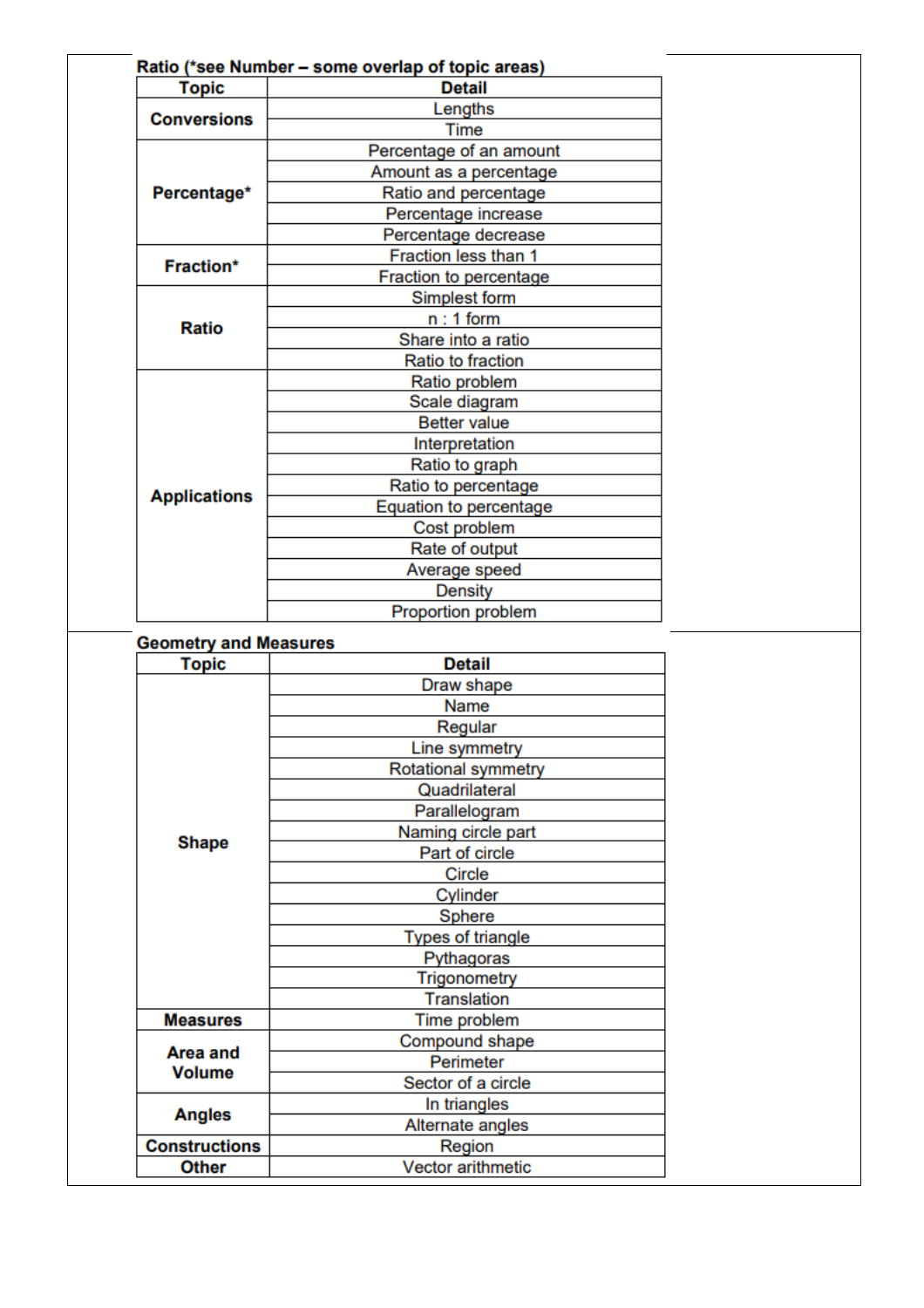**Ratio (*see Number – some overlap of topic areas)**

| Topic | Detail |
|---|---|
| Conversions | Lengths |
| | Time |
| Percentage* | Percentage of an amount |
| | Amount as a percentage |
| | Ratio and percentage |
| | Percentage increase |
| | Percentage decrease |
| Fraction* | Fraction less than 1 |
| | Fraction to percentage |
| Ratio | Simplest form |
| | n : 1 form |
| | Share into a ratio |
| | Ratio to fraction |
| Applications | Ratio problem |
| | Scale diagram |
| | Better value |
| | Interpretation |
| | Ratio to graph |
| | Ratio to percentage |
| | Equation to percentage |
| | Cost problem |
| | Rate of output |
| | Average speed |
| | Density |
| | Proportion problem |

**Geometry and Measures**

| Topic | Detail |
|---|---|
| Shape | Draw shape |
| | Name |
| | Regular |
| | Line symmetry |
| | Rotational symmetry |
| | Quadrilateral |
| | Parallelogram |
| | Naming circle part |
| | Part of circle |
| | Circle |
| | Cylinder |
| | Sphere |
| | Types of triangle |
| | Pythagoras |
| | Trigonometry |
| | Translation |
| Measures | Time problem |
| Area and Volume | Compound shape |
| | Perimeter |
| | Sector of a circle |
| Angles | In triangles |
| | Alternate angles |
| Constructions | Region |
| Other | Vector arithmetic |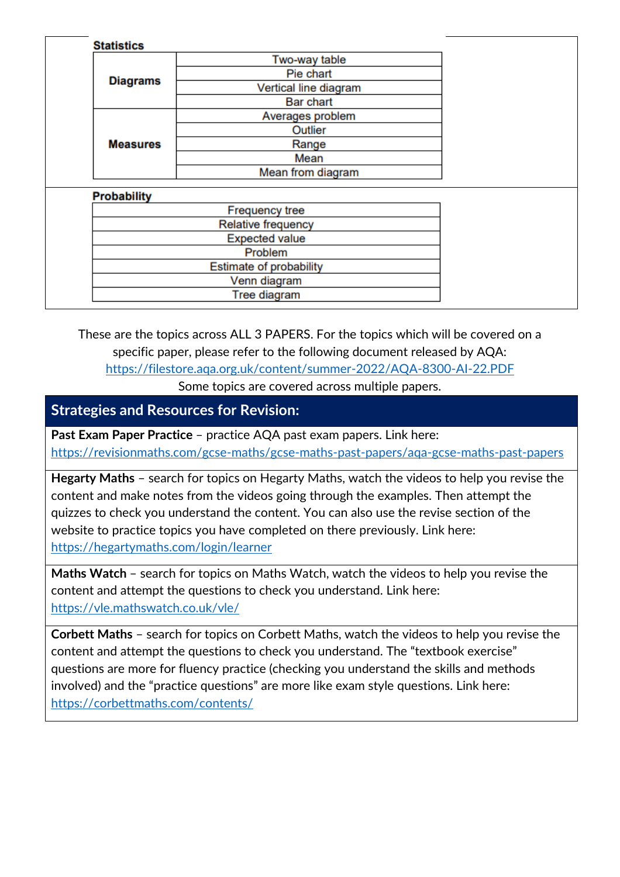**Statistics**

| | |
|---|---|
| **Diagrams** | Two-way table |
| | Pie chart |
| | Vertical line diagram |
| | Bar chart |
| **Measures** | Averages problem |
| | Outlier |
| | Range |
| | Mean |
| | Mean from diagram |

**Probability**

| |
|---|
| Frequency tree |
| Relative frequency |
| Expected value |
| Problem |
| Estimate of probability |
| Venn diagram |
| Tree diagram |

These are the topics across ALL 3 PAPERS. For the topics which will be covered on a specific paper, please refer to the following document released by AQA: https://filestore.aqa.org.uk/content/summer-2022/AQA-8300-AI-22.PDF
Some topics are covered across multiple papers.

## Strategies and Resources for Revision:

**Past Exam Paper Practice** – practice AQA past exam papers. Link here: https://revisionmaths.com/gcse-maths/gcse-maths-past-papers/aqa-gcse-maths-past-papers

**Hegarty Maths** – search for topics on Hegarty Maths, watch the videos to help you revise the content and make notes from the videos going through the examples. Then attempt the quizzes to check you understand the content. You can also use the revise section of the website to practice topics you have completed on there previously. Link here: https://hegartymaths.com/login/learner

**Maths Watch** – search for topics on Maths Watch, watch the videos to help you revise the content and attempt the questions to check you understand. Link here: https://vle.mathswatch.co.uk/vle/

**Corbett Maths** – search for topics on Corbett Maths, watch the videos to help you revise the content and attempt the questions to check you understand. The "textbook exercise" questions are more for fluency practice (checking you understand the skills and methods involved) and the "practice questions" are more like exam style questions. Link here: https://corbettmaths.com/contents/